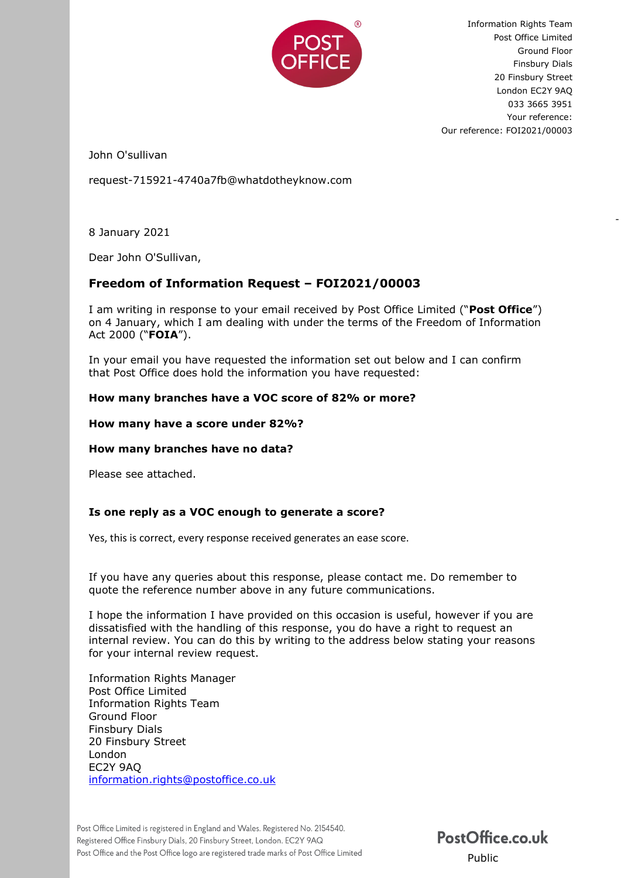Information Rights Team
Post Office Limited
Ground Floor
Finsbury Dials
20 Finsbury Street
London EC2Y 9AQ
033 3665 3951
Your reference:
Our reference: FOI2021/00003

John O'sullivan

request-715921-4740a7fb@whatdotheyknow.com

8 January 2021

Dear John O'Sullivan,

## Freedom of Information Request – FOI2021/00003

I am writing in response to your email received by Post Office Limited ("**Post Office**") on 4 January, which I am dealing with under the terms of the Freedom of Information Act 2000 ("**FOIA**").

In your email you have requested the information set out below and I can confirm that Post Office does hold the information you have requested:

**How many branches have a VOC score of 82% or more?**

**How many have a score under 82%?**

**How many branches have no data?**

Please see attached.

**Is one reply as a VOC enough to generate a score?**

Yes, this is correct, every response received generates an ease score.

If you have any queries about this response, please contact me. Do remember to quote the reference number above in any future communications.

I hope the information I have provided on this occasion is useful, however if you are dissatisfied with the handling of this response, you do have a right to request an internal review. You can do this by writing to the address below stating your reasons for your internal review request.

Information Rights Manager
Post Office Limited
Information Rights Team
Ground Floor
Finsbury Dials
20 Finsbury Street
London
EC2Y 9AQ
information.rights@postoffice.co.uk

Post Office Limited is registered in England and Wales. Registered No. 2154540.
Registered Office Finsbury Dials, 20 Finsbury Street, London. EC2Y 9AQ
Post Office and the Post Office logo are registered trade marks of Post Office Limited

PostOffice.co.uk

Public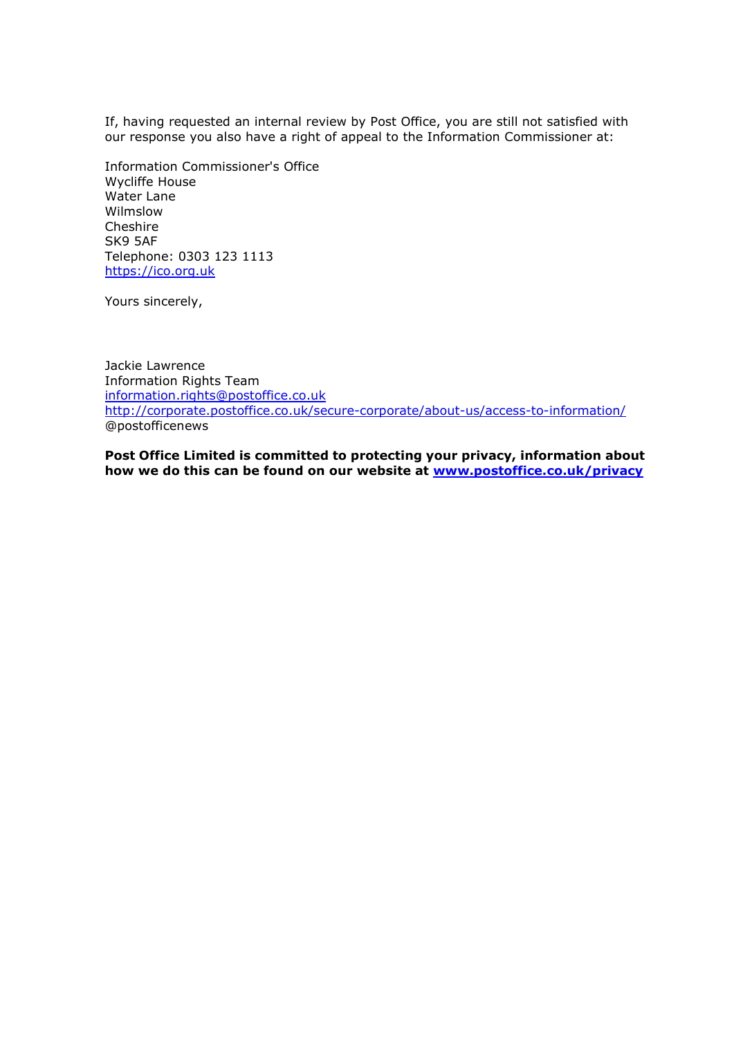If, having requested an internal review by Post Office, you are still not satisfied with our response you also have a right of appeal to the Information Commissioner at:

Information Commissioner's Office
Wycliffe House
Water Lane
Wilmslow
Cheshire
SK9 5AF
Telephone: 0303 123 1113
https://ico.org.uk

Yours sincerely,

Jackie Lawrence
Information Rights Team
information.rights@postoffice.co.uk
http://corporate.postoffice.co.uk/secure-corporate/about-us/access-to-information/
@postofficenews

**Post Office Limited is committed to protecting your privacy, information about how we do this can be found on our website at www.postoffice.co.uk/privacy**